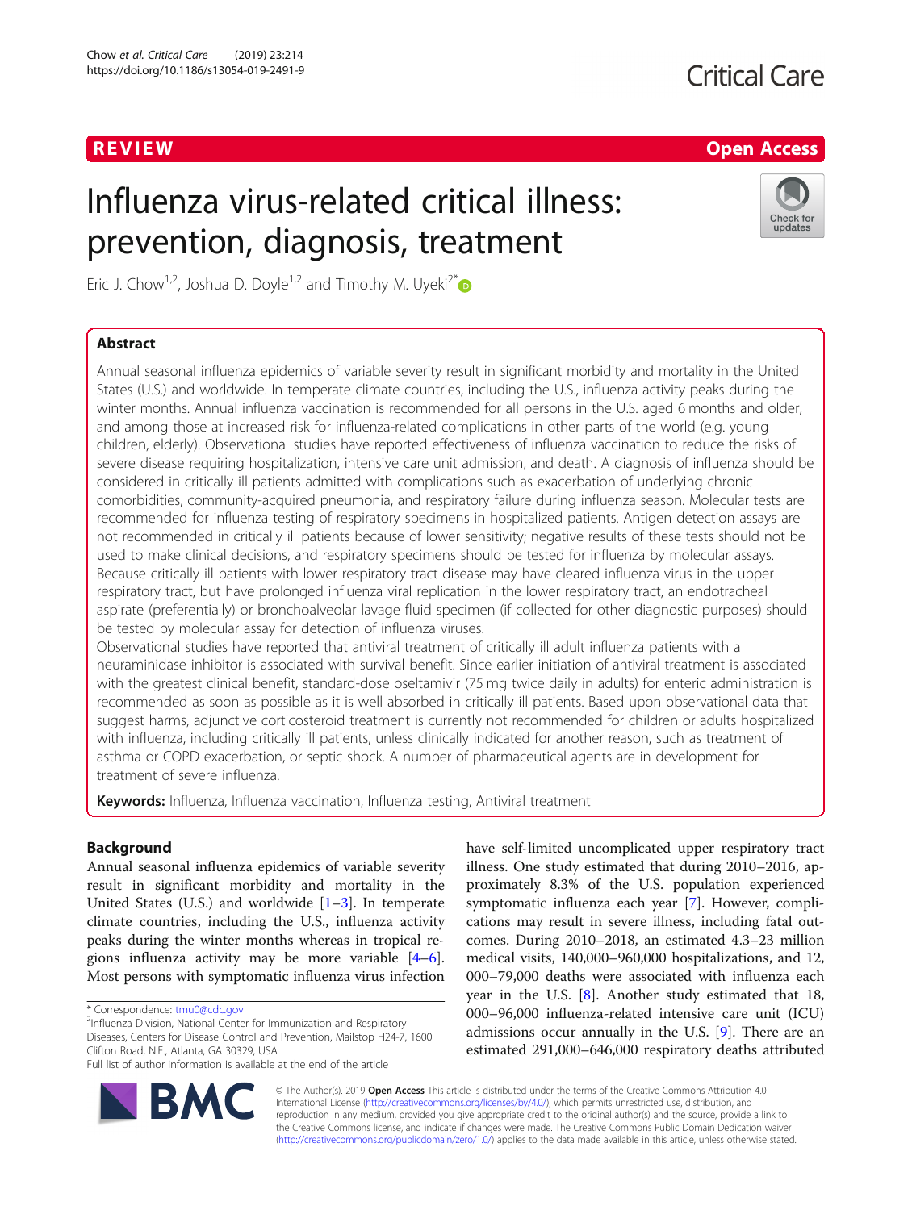REVIEW

Open Access

# Influenza virus-related critical illness: prevention, diagnosis, treatment

Eric J. Chow[1,2], Joshua D. Doyle[1,2] and Timothy M. Uyeki[2*]

## Abstract

Annual seasonal influenza epidemics of variable severity result in significant morbidity and mortality in the United States (U.S.) and worldwide. In temperate climate countries, including the U.S., influenza activity peaks during the winter months. Annual influenza vaccination is recommended for all persons in the U.S. aged 6 months and older, and among those at increased risk for influenza-related complications in other parts of the world (e.g. young children, elderly). Observational studies have reported effectiveness of influenza vaccination to reduce the risks of severe disease requiring hospitalization, intensive care unit admission, and death. A diagnosis of influenza should be considered in critically ill patients admitted with complications such as exacerbation of underlying chronic comorbidities, community-acquired pneumonia, and respiratory failure during influenza season. Molecular tests are recommended for influenza testing of respiratory specimens in hospitalized patients. Antigen detection assays are not recommended in critically ill patients because of lower sensitivity; negative results of these tests should not be used to make clinical decisions, and respiratory specimens should be tested for influenza by molecular assays. Because critically ill patients with lower respiratory tract disease may have cleared influenza virus in the upper respiratory tract, but have prolonged influenza viral replication in the lower respiratory tract, an endotracheal aspirate (preferentially) or bronchoalveolar lavage fluid specimen (if collected for other diagnostic purposes) should be tested by molecular assay for detection of influenza viruses.

Observational studies have reported that antiviral treatment of critically ill adult influenza patients with a neuraminidase inhibitor is associated with survival benefit. Since earlier initiation of antiviral treatment is associated with the greatest clinical benefit, standard-dose oseltamivir (75 mg twice daily in adults) for enteric administration is recommended as soon as possible as it is well absorbed in critically ill patients. Based upon observational data that suggest harms, adjunctive corticosteroid treatment is currently not recommended for children or adults hospitalized with influenza, including critically ill patients, unless clinically indicated for another reason, such as treatment of asthma or COPD exacerbation, or septic shock. A number of pharmaceutical agents are in development for treatment of severe influenza.

**Keywords:** Influenza, Influenza vaccination, Influenza testing, Antiviral treatment

## Background

Annual seasonal influenza epidemics of variable severity result in significant morbidity and mortality in the United States (U.S.) and worldwide [1–3]. In temperate climate countries, including the U.S., influenza activity peaks during the winter months whereas in tropical regions influenza activity may be more variable [4–6]. Most persons with symptomatic influenza virus infection have self-limited uncomplicated upper respiratory tract illness. One study estimated that during 2010–2016, approximately 8.3% of the U.S. population experienced symptomatic influenza each year [7]. However, complications may result in severe illness, including fatal outcomes. During 2010–2018, an estimated 4.3–23 million medical visits, 140,000–960,000 hospitalizations, and 12,000–79,000 deaths were associated with influenza each year in the U.S. [8]. Another study estimated that 18,000–96,000 influenza-related intensive care unit (ICU) admissions occur annually in the U.S. [9]. There are an estimated 291,000–646,000 respiratory deaths attributed

\* Correspondence: tmu0@cdc.gov
[2]Influenza Division, National Center for Immunization and Respiratory Diseases, Centers for Disease Control and Prevention, Mailstop H24-7, 1600 Clifton Road, N.E., Atlanta, GA 30329, USA
Full list of author information is available at the end of the article

© The Author(s). 2019 **Open Access** This article is distributed under the terms of the Creative Commons Attribution 4.0 International License (http://creativecommons.org/licenses/by/4.0/), which permits unrestricted use, distribution, and reproduction in any medium, provided you give appropriate credit to the original author(s) and the source, provide a link to the Creative Commons license, and indicate if changes were made. The Creative Commons Public Domain Dedication waiver (http://creativecommons.org/publicdomain/zero/1.0/) applies to the data made available in this article, unless otherwise stated.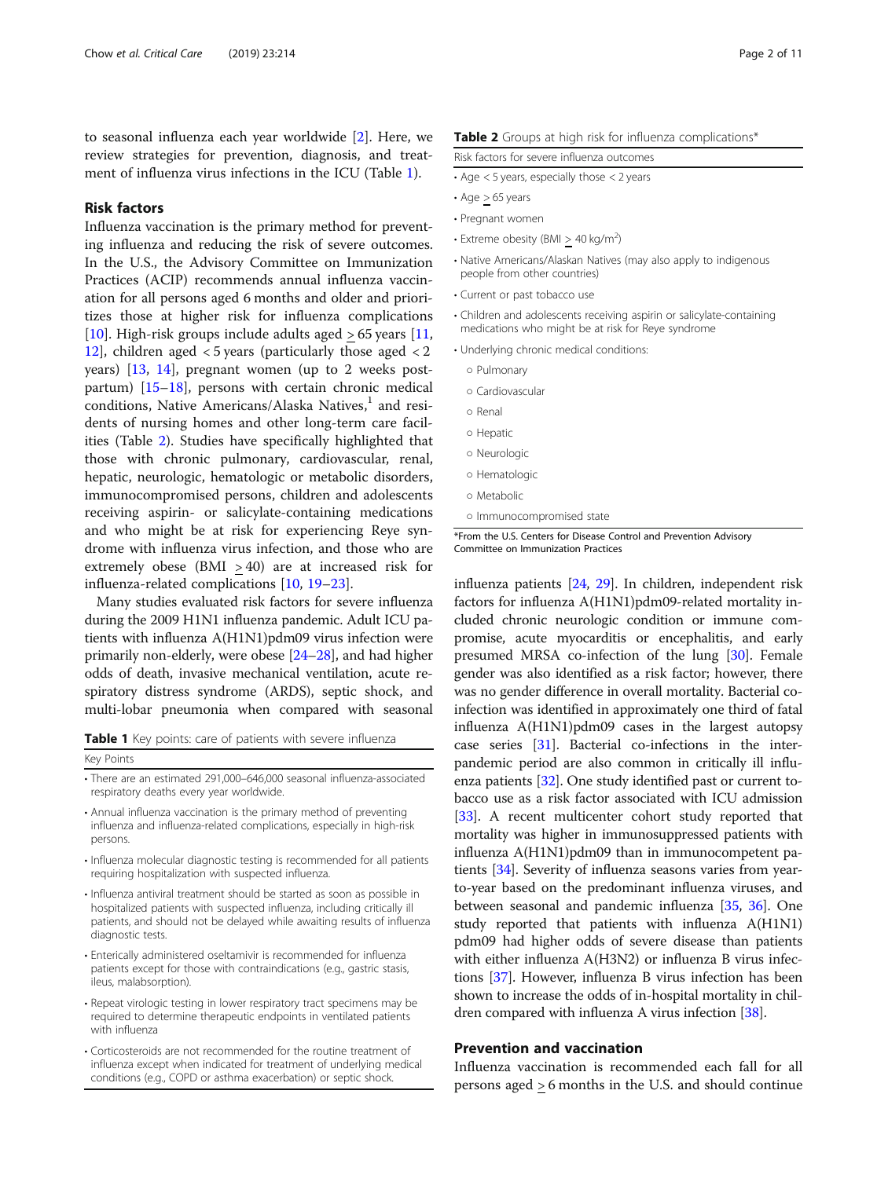to seasonal influenza each year worldwide [2]. Here, we review strategies for prevention, diagnosis, and treatment of influenza virus infections in the ICU (Table 1).

## Risk factors

Influenza vaccination is the primary method for preventing influenza and reducing the risk of severe outcomes. In the U.S., the Advisory Committee on Immunization Practices (ACIP) recommends annual influenza vaccination for all persons aged 6 months and older and prioritizes those at higher risk for influenza complications [10]. High-risk groups include adults aged ≥ 65 years [11, 12], children aged < 5 years (particularly those aged < 2 years) [13, 14], pregnant women (up to 2 weeks postpartum) [15–18], persons with certain chronic medical conditions, Native Americans/Alaska Natives,[1] and residents of nursing homes and other long-term care facilities (Table 2). Studies have specifically highlighted that those with chronic pulmonary, cardiovascular, renal, hepatic, neurologic, hematologic or metabolic disorders, immunocompromised persons, children and adolescents receiving aspirin- or salicylate-containing medications and who might be at risk for experiencing Reye syndrome with influenza virus infection, and those who are extremely obese (BMI ≥ 40) are at increased risk for influenza-related complications [10, 19–23].

Many studies evaluated risk factors for severe influenza during the 2009 H1N1 influenza pandemic. Adult ICU patients with influenza A(H1N1)pdm09 virus infection were primarily non-elderly, were obese [24–28], and had higher odds of death, invasive mechanical ventilation, acute respiratory distress syndrome (ARDS), septic shock, and multi-lobar pneumonia when compared with seasonal influenza patients [24, 29]. In children, independent risk factors for influenza A(H1N1)pdm09-related mortality included chronic neurologic condition or immune compromise, acute myocarditis or encephalitis, and early presumed MRSA co-infection of the lung [30]. Female gender was also identified as a risk factor; however, there was no gender difference in overall mortality. Bacterial co-infection was identified in approximately one third of fatal influenza A(H1N1)pdm09 cases in the largest autopsy case series [31]. Bacterial co-infections in the inter-pandemic period are also common in critically ill influenza patients [32]. One study identified past or current tobacco use as a risk factor associated with ICU admission [33]. A recent multicenter cohort study reported that mortality was higher in immunosuppressed patients with influenza A(H1N1)pdm09 than in immunocompetent patients [34]. Severity of influenza seasons varies from year-to-year based on the predominant influenza viruses, and between seasonal and pandemic influenza [35, 36]. One study reported that patients with influenza A(H1N1)pdm09 had higher odds of severe disease than patients with either influenza A(H3N2) or influenza B virus infections [37]. However, influenza B virus infection has been shown to increase the odds of in-hospital mortality in children compared with influenza A virus infection [38].

**Table 1** Key points: care of patients with severe influenza

| Key Points |
| --- |
| • There are an estimated 291,000–646,000 seasonal influenza-associated respiratory deaths every year worldwide. |
| • Annual influenza vaccination is the primary method of preventing influenza and influenza-related complications, especially in high-risk persons. |
| • Influenza molecular diagnostic testing is recommended for all patients requiring hospitalization with suspected influenza. |
| • Influenza antiviral treatment should be started as soon as possible in hospitalized patients with suspected influenza, including critically ill patients, and should not be delayed while awaiting results of influenza diagnostic tests. |
| • Enterically administered oseltamivir is recommended for influenza patients except for those with contraindications (e.g., gastric stasis, ileus, malabsorption). |
| • Repeat virologic testing in lower respiratory tract specimens may be required to determine therapeutic endpoints in ventilated patients with influenza |
| • Corticosteroids are not recommended for the routine treatment of influenza except when indicated for treatment of underlying medical conditions (e.g., COPD or asthma exacerbation) or septic shock. |

**Table 2** Groups at high risk for influenza complications*

| Risk factors for severe influenza outcomes |
| --- |
| • Age < 5 years, especially those < 2 years |
| • Age ≥ 65 years |
| • Pregnant women |
| • Extreme obesity (BMI ≥ 40 kg/m$^2$) |
| • Native Americans/Alaskan Natives (may also apply to indigenous people from other countries) |
| • Current or past tobacco use |
| • Children and adolescents receiving aspirin or salicylate-containing medications who might be at risk for Reye syndrome |
| • Underlying chronic medical conditions: |
| ○ Pulmonary |
| ○ Cardiovascular |
| ○ Renal |
| ○ Hepatic |
| ○ Neurologic |
| ○ Hematologic |
| ○ Metabolic |
| ○ Immunocompromised state |

*From the U.S. Centers for Disease Control and Prevention Advisory Committee on Immunization Practices

## Prevention and vaccination

Influenza vaccination is recommended each fall for all persons aged ≥ 6 months in the U.S. and should continue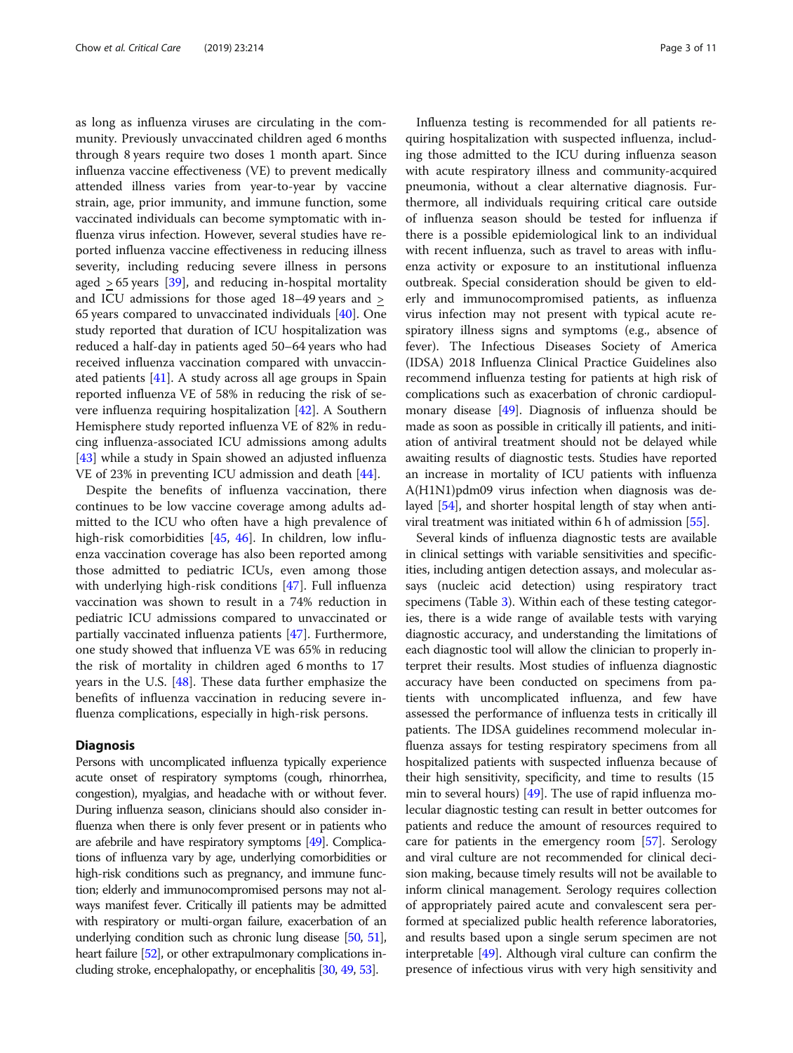as long as influenza viruses are circulating in the community. Previously unvaccinated children aged 6 months through 8 years require two doses 1 month apart. Since influenza vaccine effectiveness (VE) to prevent medically attended illness varies from year-to-year by vaccine strain, age, prior immunity, and immune function, some vaccinated individuals can become symptomatic with influenza virus infection. However, several studies have reported influenza vaccine effectiveness in reducing illness severity, including reducing severe illness in persons aged ≥ 65 years [39], and reducing in-hospital mortality and ICU admissions for those aged 18–49 years and ≥ 65 years compared to unvaccinated individuals [40]. One study reported that duration of ICU hospitalization was reduced a half-day in patients aged 50–64 years who had received influenza vaccination compared with unvaccinated patients [41]. A study across all age groups in Spain reported influenza VE of 58% in reducing the risk of severe influenza requiring hospitalization [42]. A Southern Hemisphere study reported influenza VE of 82% in reducing influenza-associated ICU admissions among adults [43] while a study in Spain showed an adjusted influenza VE of 23% in preventing ICU admission and death [44].

Despite the benefits of influenza vaccination, there continues to be low vaccine coverage among adults admitted to the ICU who often have a high prevalence of high-risk comorbidities [45, 46]. In children, low influenza vaccination coverage has also been reported among those admitted to pediatric ICUs, even among those with underlying high-risk conditions [47]. Full influenza vaccination was shown to result in a 74% reduction in pediatric ICU admissions compared to unvaccinated or partially vaccinated influenza patients [47]. Furthermore, one study showed that influenza VE was 65% in reducing the risk of mortality in children aged 6 months to 17 years in the U.S. [48]. These data further emphasize the benefits of influenza vaccination in reducing severe influenza complications, especially in high-risk persons.

## Diagnosis

Persons with uncomplicated influenza typically experience acute onset of respiratory symptoms (cough, rhinorrhea, congestion), myalgias, and headache with or without fever. During influenza season, clinicians should also consider influenza when there is only fever present or in patients who are afebrile and have respiratory symptoms [49]. Complications of influenza vary by age, underlying comorbidities or high-risk conditions such as pregnancy, and immune function; elderly and immunocompromised persons may not always manifest fever. Critically ill patients may be admitted with respiratory or multi-organ failure, exacerbation of an underlying condition such as chronic lung disease [50, 51], heart failure [52], or other extrapulmonary complications including stroke, encephalopathy, or encephalitis [30, 49, 53].

Influenza testing is recommended for all patients requiring hospitalization with suspected influenza, including those admitted to the ICU during influenza season with acute respiratory illness and community-acquired pneumonia, without a clear alternative diagnosis. Furthermore, all individuals requiring critical care outside of influenza season should be tested for influenza if there is a possible epidemiological link to an individual with recent influenza, such as travel to areas with influenza activity or exposure to an institutional influenza outbreak. Special consideration should be given to elderly and immunocompromised patients, as influenza virus infection may not present with typical acute respiratory illness signs and symptoms (e.g., absence of fever). The Infectious Diseases Society of America (IDSA) 2018 Influenza Clinical Practice Guidelines also recommend influenza testing for patients at high risk of complications such as exacerbation of chronic cardiopulmonary disease [49]. Diagnosis of influenza should be made as soon as possible in critically ill patients, and initiation of antiviral treatment should not be delayed while awaiting results of diagnostic tests. Studies have reported an increase in mortality of ICU patients with influenza A(H1N1)pdm09 virus infection when diagnosis was delayed [54], and shorter hospital length of stay when antiviral treatment was initiated within 6 h of admission [55].

Several kinds of influenza diagnostic tests are available in clinical settings with variable sensitivities and specificities, including antigen detection assays, and molecular assays (nucleic acid detection) using respiratory tract specimens (Table 3). Within each of these testing categories, there is a wide range of available tests with varying diagnostic accuracy, and understanding the limitations of each diagnostic tool will allow the clinician to properly interpret their results. Most studies of influenza diagnostic accuracy have been conducted on specimens from patients with uncomplicated influenza, and few have assessed the performance of influenza tests in critically ill patients. The IDSA guidelines recommend molecular influenza assays for testing respiratory specimens from all hospitalized patients with suspected influenza because of their high sensitivity, specificity, and time to results (15 min to several hours) [49]. The use of rapid influenza molecular diagnostic testing can result in better outcomes for patients and reduce the amount of resources required to care for patients in the emergency room [57]. Serology and viral culture are not recommended for clinical decision making, because timely results will not be available to inform clinical management. Serology requires collection of appropriately paired acute and convalescent sera performed at specialized public health reference laboratories, and results based upon a single serum specimen are not interpretable [49]. Although viral culture can confirm the presence of infectious virus with very high sensitivity and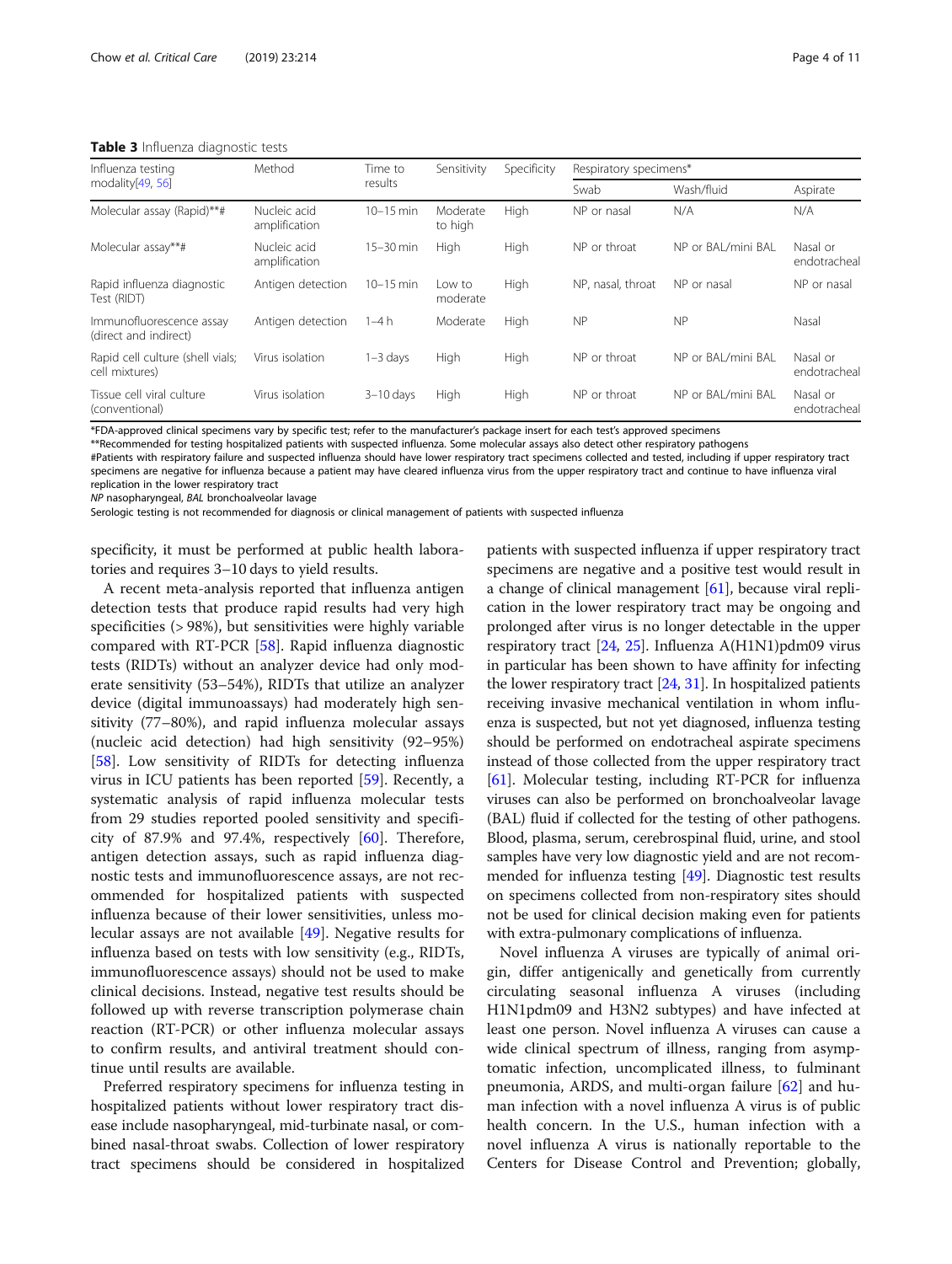**Table 3** Influenza diagnostic tests

| Influenza testing modality[49, 56] | Method | Time to results | Sensitivity | Specificity | Respiratory specimens* | | |
|---|---|---|---|---|---|---|---|
| | | | | | Swab | Wash/fluid | Aspirate |
| Molecular assay (Rapid)**# | Nucleic acid amplification | 10–15 min | Moderate to high | High | NP or nasal | N/A | N/A |
| Molecular assay**# | Nucleic acid amplification | 15–30 min | High | High | NP or throat | NP or BAL/mini BAL | Nasal or endotracheal |
| Rapid influenza diagnostic Test (RIDT) | Antigen detection | 10–15 min | Low to moderate | High | NP, nasal, throat | NP or nasal | NP or nasal |
| Immunofluorescence assay (direct and indirect) | Antigen detection | 1–4 h | Moderate | High | NP | NP | Nasal |
| Rapid cell culture (shell vials; cell mixtures) | Virus isolation | 1–3 days | High | High | NP or throat | NP or BAL/mini BAL | Nasal or endotracheal |
| Tissue cell viral culture (conventional) | Virus isolation | 3–10 days | High | High | NP or throat | NP or BAL/mini BAL | Nasal or endotracheal |

*FDA-approved clinical specimens vary by specific test; refer to the manufacturer's package insert for each test's approved specimens

**Recommended for testing hospitalized patients with suspected influenza. Some molecular assays also detect other respiratory pathogens

#Patients with respiratory failure and suspected influenza should have lower respiratory tract specimens collected and tested, including if upper respiratory tract specimens are negative for influenza because a patient may have cleared influenza virus from the upper respiratory tract and continue to have influenza viral replication in the lower respiratory tract

*NP* nasopharyngeal, *BAL* bronchoalveolar lavage

Serologic testing is not recommended for diagnosis or clinical management of patients with suspected influenza

specificity, it must be performed at public health laboratories and requires 3–10 days to yield results.

A recent meta-analysis reported that influenza antigen detection tests that produce rapid results had very high specificities (> 98%), but sensitivities were highly variable compared with RT-PCR [58]. Rapid influenza diagnostic tests (RIDTs) without an analyzer device had only moderate sensitivity (53–54%), RIDTs that utilize an analyzer device (digital immunoassays) had moderately high sensitivity (77–80%), and rapid influenza molecular assays (nucleic acid detection) had high sensitivity (92–95%) [58]. Low sensitivity of RIDTs for detecting influenza virus in ICU patients has been reported [59]. Recently, a systematic analysis of rapid influenza molecular tests from 29 studies reported pooled sensitivity and specificity of 87.9% and 97.4%, respectively [60]. Therefore, antigen detection assays, such as rapid influenza diagnostic tests and immunofluorescence assays, are not recommended for hospitalized patients with suspected influenza because of their lower sensitivities, unless molecular assays are not available [49]. Negative results for influenza based on tests with low sensitivity (e.g., RIDTs, immunofluorescence assays) should not be used to make clinical decisions. Instead, negative test results should be followed up with reverse transcription polymerase chain reaction (RT-PCR) or other influenza molecular assays to confirm results, and antiviral treatment should continue until results are available.

Preferred respiratory specimens for influenza testing in hospitalized patients without lower respiratory tract disease include nasopharyngeal, mid-turbinate nasal, or combined nasal-throat swabs. Collection of lower respiratory tract specimens should be considered in hospitalized patients with suspected influenza if upper respiratory tract specimens are negative and a positive test would result in a change of clinical management [61], because viral replication in the lower respiratory tract may be ongoing and prolonged after virus is no longer detectable in the upper respiratory tract [24, 25]. Influenza A(H1N1)pdm09 virus in particular has been shown to have affinity for infecting the lower respiratory tract [24, 31]. In hospitalized patients receiving invasive mechanical ventilation in whom influenza is suspected, but not yet diagnosed, influenza testing should be performed on endotracheal aspirate specimens instead of those collected from the upper respiratory tract [61]. Molecular testing, including RT-PCR for influenza viruses can also be performed on bronchoalveolar lavage (BAL) fluid if collected for the testing of other pathogens. Blood, plasma, serum, cerebrospinal fluid, urine, and stool samples have very low diagnostic yield and are not recommended for influenza testing [49]. Diagnostic test results on specimens collected from non-respiratory sites should not be used for clinical decision making even for patients with extra-pulmonary complications of influenza.

Novel influenza A viruses are typically of animal origin, differ antigenically and genetically from currently circulating seasonal influenza A viruses (including H1N1pdm09 and H3N2 subtypes) and have infected at least one person. Novel influenza A viruses can cause a wide clinical spectrum of illness, ranging from asymptomatic infection, uncomplicated illness, to fulminant pneumonia, ARDS, and multi-organ failure [62] and human infection with a novel influenza A virus is of public health concern. In the U.S., human infection with a novel influenza A virus is nationally reportable to the Centers for Disease Control and Prevention; globally,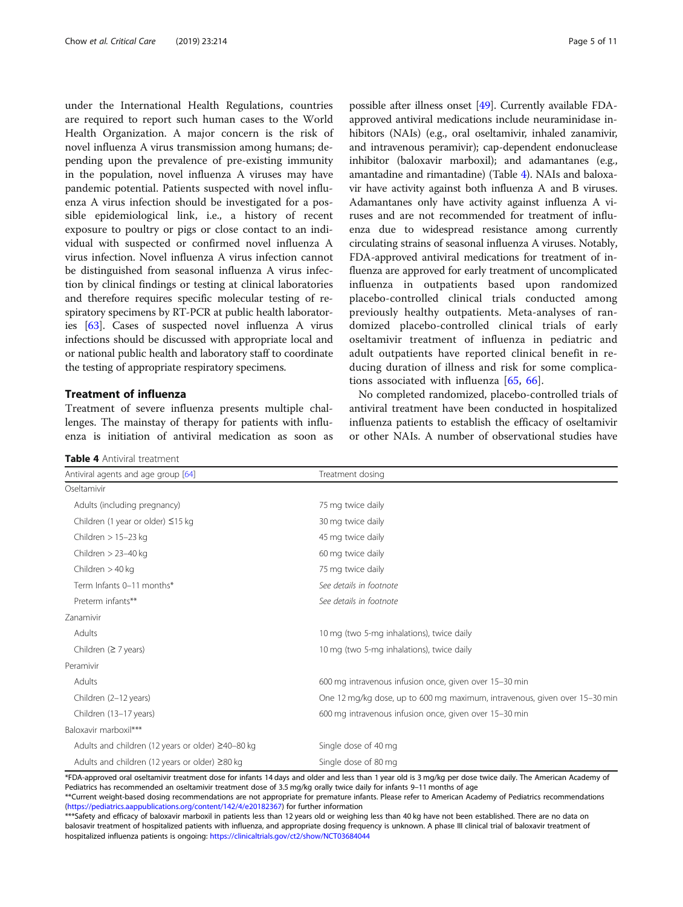under the International Health Regulations, countries are required to report such human cases to the World Health Organization. A major concern is the risk of novel influenza A virus transmission among humans; depending upon the prevalence of pre-existing immunity in the population, novel influenza A viruses may have pandemic potential. Patients suspected with novel influenza A virus infection should be investigated for a possible epidemiological link, i.e., a history of recent exposure to poultry or pigs or close contact to an individual with suspected or confirmed novel influenza A virus infection. Novel influenza A virus infection cannot be distinguished from seasonal influenza A virus infection by clinical findings or testing at clinical laboratories and therefore requires specific molecular testing of respiratory specimens by RT-PCR at public health laboratories [63]. Cases of suspected novel influenza A virus infections should be discussed with appropriate local and or national public health and laboratory staff to coordinate the testing of appropriate respiratory specimens.

## Treatment of influenza

Treatment of severe influenza presents multiple challenges. The mainstay of therapy for patients with influenza is initiation of antiviral medication as soon as possible after illness onset [49]. Currently available FDA-approved antiviral medications include neuraminidase inhibitors (NAIs) (e.g., oral oseltamivir, inhaled zanamivir, and intravenous peramivir); cap-dependent endonuclease inhibitor (baloxavir marboxil); and adamantanes (e.g., amantadine and rimantadine) (Table 4). NAIs and baloxavir have activity against both influenza A and B viruses. Adamantanes only have activity against influenza A viruses and are not recommended for treatment of influenza due to widespread resistance among currently circulating strains of seasonal influenza A viruses. Notably, FDA-approved antiviral medications for treatment of influenza are approved for early treatment of uncomplicated influenza in outpatients based upon randomized placebo-controlled clinical trials conducted among previously healthy outpatients. Meta-analyses of randomized placebo-controlled clinical trials of early oseltamivir treatment of influenza in pediatric and adult outpatients have reported clinical benefit in reducing duration of illness and risk for some complications associated with influenza [65, 66].

No completed randomized, placebo-controlled trials of antiviral treatment have been conducted in hospitalized influenza patients to establish the efficacy of oseltamivir or other NAIs. A number of observational studies have

**Table 4** Antiviral treatment

| Antiviral agents and age group [64] | Treatment dosing |
|---|---|
| Oseltamivir | |
| Adults (including pregnancy) | 75 mg twice daily |
| Children (1 year or older) ≤15 kg | 30 mg twice daily |
| Children > 15–23 kg | 45 mg twice daily |
| Children > 23–40 kg | 60 mg twice daily |
| Children > 40 kg | 75 mg twice daily |
| Term Infants 0–11 months* | *See details in footnote* |
| Preterm infants** | *See details in footnote* |
| Zanamivir | |
| Adults | 10 mg (two 5-mg inhalations), twice daily |
| Children (≥ 7 years) | 10 mg (two 5-mg inhalations), twice daily |
| Peramivir | |
| Adults | 600 mg intravenous infusion once, given over 15–30 min |
| Children (2–12 years) | One 12 mg/kg dose, up to 600 mg maximum, intravenous, given over 15–30 min |
| Children (13–17 years) | 600 mg intravenous infusion once, given over 15–30 min |
| Baloxavir marboxil*** | |
| Adults and children (12 years or older) ≥40–80 kg | Single dose of 40 mg |
| Adults and children (12 years or older) ≥80 kg | Single dose of 80 mg |

*FDA-approved oral oseltamivir treatment dose for infants 14 days and older and less than 1 year old is 3 mg/kg per dose twice daily. The American Academy of Pediatrics has recommended an oseltamivir treatment dose of 3.5 mg/kg orally twice daily for infants 9–11 months of age

**Current weight-based dosing recommendations are not appropriate for premature infants. Please refer to American Academy of Pediatrics recommendations (https://pediatrics.aappublications.org/content/142/4/e20182367) for further information

***Safety and efficacy of baloxavir marboxil in patients less than 12 years old or weighing less than 40 kg have not been established. There are no data on balosavir treatment of hospitalized patients with influenza, and appropriate dosing frequency is unknown. A phase III clinical trial of baloxavir treatment of hospitalized influenza patients is ongoing: https://clinicaltrials.gov/ct2/show/NCT03684044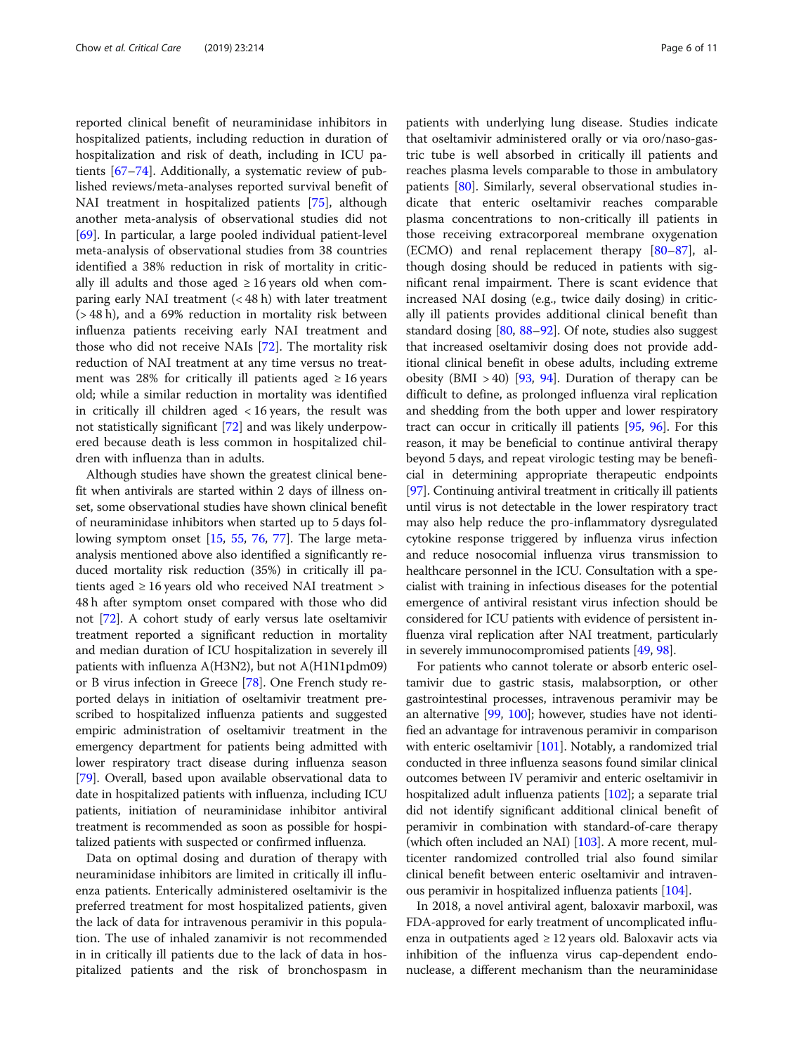reported clinical benefit of neuraminidase inhibitors in hospitalized patients, including reduction in duration of hospitalization and risk of death, including in ICU patients [67–74]. Additionally, a systematic review of published reviews/meta-analyses reported survival benefit of NAI treatment in hospitalized patients [75], although another meta-analysis of observational studies did not [69]. In particular, a large pooled individual patient-level meta-analysis of observational studies from 38 countries identified a 38% reduction in risk of mortality in critically ill adults and those aged ≥ 16 years old when comparing early NAI treatment (< 48 h) with later treatment (> 48 h), and a 69% reduction in mortality risk between influenza patients receiving early NAI treatment and those who did not receive NAIs [72]. The mortality risk reduction of NAI treatment at any time versus no treatment was 28% for critically ill patients aged ≥ 16 years old; while a similar reduction in mortality was identified in critically ill children aged < 16 years, the result was not statistically significant [72] and was likely underpowered because death is less common in hospitalized children with influenza than in adults.

Although studies have shown the greatest clinical benefit when antivirals are started within 2 days of illness onset, some observational studies have shown clinical benefit of neuraminidase inhibitors when started up to 5 days following symptom onset [15, 55, 76, 77]. The large meta-analysis mentioned above also identified a significantly reduced mortality risk reduction (35%) in critically ill patients aged ≥ 16 years old who received NAI treatment > 48 h after symptom onset compared with those who did not [72]. A cohort study of early versus late oseltamivir treatment reported a significant reduction in mortality and median duration of ICU hospitalization in severely ill patients with influenza A(H3N2), but not A(H1N1pdm09) or B virus infection in Greece [78]. One French study reported delays in initiation of oseltamivir treatment prescribed to hospitalized influenza patients and suggested empiric administration of oseltamivir treatment in the emergency department for patients being admitted with lower respiratory tract disease during influenza season [79]. Overall, based upon available observational data to date in hospitalized patients with influenza, including ICU patients, initiation of neuraminidase inhibitor antiviral treatment is recommended as soon as possible for hospitalized patients with suspected or confirmed influenza.

Data on optimal dosing and duration of therapy with neuraminidase inhibitors are limited in critically ill influenza patients. Enterically administered oseltamivir is the preferred treatment for most hospitalized patients, given the lack of data for intravenous peramivir in this population. The use of inhaled zanamivir is not recommended in in critically ill patients due to the lack of data in hospitalized patients and the risk of bronchospasm in patients with underlying lung disease. Studies indicate that oseltamivir administered orally or via oro/naso-gastric tube is well absorbed in critically ill patients and reaches plasma levels comparable to those in ambulatory patients [80]. Similarly, several observational studies indicate that enteric oseltamivir reaches comparable plasma concentrations to non-critically ill patients in those receiving extracorporeal membrane oxygenation (ECMO) and renal replacement therapy [80–87], although dosing should be reduced in patients with significant renal impairment. There is scant evidence that increased NAI dosing (e.g., twice daily dosing) in critically ill patients provides additional clinical benefit than standard dosing [80, 88–92]. Of note, studies also suggest that increased oseltamivir dosing does not provide additional clinical benefit in obese adults, including extreme obesity (BMI > 40) [93, 94]. Duration of therapy can be difficult to define, as prolonged influenza viral replication and shedding from the both upper and lower respiratory tract can occur in critically ill patients [95, 96]. For this reason, it may be beneficial to continue antiviral therapy beyond 5 days, and repeat virologic testing may be beneficial in determining appropriate therapeutic endpoints [97]. Continuing antiviral treatment in critically ill patients until virus is not detectable in the lower respiratory tract may also help reduce the pro-inflammatory dysregulated cytokine response triggered by influenza virus infection and reduce nosocomial influenza virus transmission to healthcare personnel in the ICU. Consultation with a specialist with training in infectious diseases for the potential emergence of antiviral resistant virus infection should be considered for ICU patients with evidence of persistent influenza viral replication after NAI treatment, particularly in severely immunocompromised patients [49, 98].

For patients who cannot tolerate or absorb enteric oseltamivir due to gastric stasis, malabsorption, or other gastrointestinal processes, intravenous peramivir may be an alternative [99, 100]; however, studies have not identified an advantage for intravenous peramivir in comparison with enteric oseltamivir [101]. Notably, a randomized trial conducted in three influenza seasons found similar clinical outcomes between IV peramivir and enteric oseltamivir in hospitalized adult influenza patients [102]; a separate trial did not identify significant additional clinical benefit of peramivir in combination with standard-of-care therapy (which often included an NAI) [103]. A more recent, multicenter randomized controlled trial also found similar clinical benefit between enteric oseltamivir and intravenous peramivir in hospitalized influenza patients [104].

In 2018, a novel antiviral agent, baloxavir marboxil, was FDA-approved for early treatment of uncomplicated influenza in outpatients aged ≥ 12 years old. Baloxavir acts via inhibition of the influenza virus cap-dependent endonuclease, a different mechanism than the neuraminidase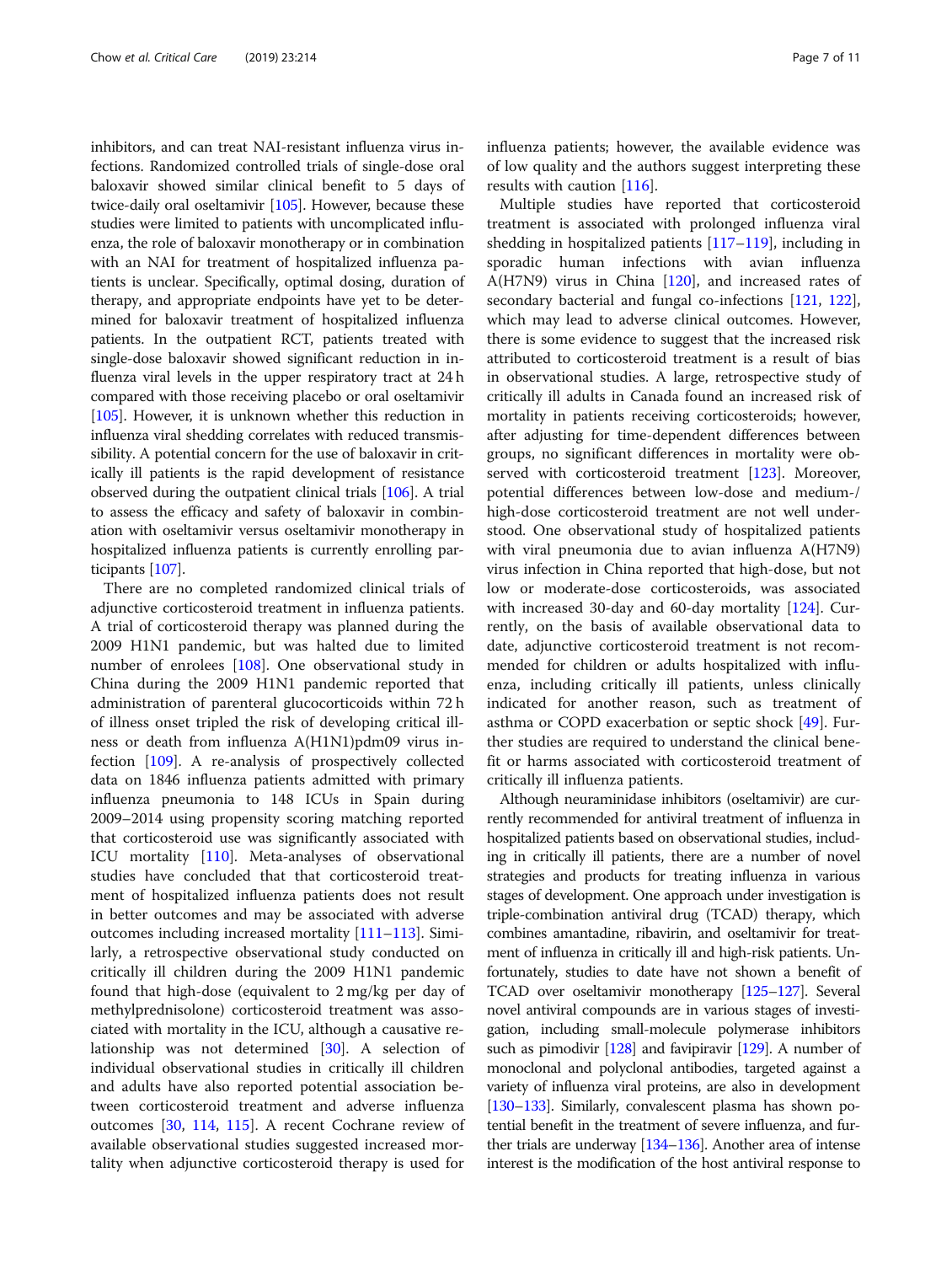inhibitors, and can treat NAI-resistant influenza virus infections. Randomized controlled trials of single-dose oral baloxavir showed similar clinical benefit to 5 days of twice-daily oral oseltamivir [105]. However, because these studies were limited to patients with uncomplicated influenza, the role of baloxavir monotherapy or in combination with an NAI for treatment of hospitalized influenza patients is unclear. Specifically, optimal dosing, duration of therapy, and appropriate endpoints have yet to be determined for baloxavir treatment of hospitalized influenza patients. In the outpatient RCT, patients treated with single-dose baloxavir showed significant reduction in influenza viral levels in the upper respiratory tract at 24 h compared with those receiving placebo or oral oseltamivir [105]. However, it is unknown whether this reduction in influenza viral shedding correlates with reduced transmissibility. A potential concern for the use of baloxavir in critically ill patients is the rapid development of resistance observed during the outpatient clinical trials [106]. A trial to assess the efficacy and safety of baloxavir in combination with oseltamivir versus oseltamivir monotherapy in hospitalized influenza patients is currently enrolling participants [107].

There are no completed randomized clinical trials of adjunctive corticosteroid treatment in influenza patients. A trial of corticosteroid therapy was planned during the 2009 H1N1 pandemic, but was halted due to limited number of enrolees [108]. One observational study in China during the 2009 H1N1 pandemic reported that administration of parenteral glucocorticoids within 72 h of illness onset tripled the risk of developing critical illness or death from influenza A(H1N1)pdm09 virus infection [109]. A re-analysis of prospectively collected data on 1846 influenza patients admitted with primary influenza pneumonia to 148 ICUs in Spain during 2009–2014 using propensity scoring matching reported that corticosteroid use was significantly associated with ICU mortality [110]. Meta-analyses of observational studies have concluded that that corticosteroid treatment of hospitalized influenza patients does not result in better outcomes and may be associated with adverse outcomes including increased mortality [111–113]. Similarly, a retrospective observational study conducted on critically ill children during the 2009 H1N1 pandemic found that high-dose (equivalent to 2 mg/kg per day of methylprednisolone) corticosteroid treatment was associated with mortality in the ICU, although a causative relationship was not determined [30]. A selection of individual observational studies in critically ill children and adults have also reported potential association between corticosteroid treatment and adverse influenza outcomes [30, 114, 115]. A recent Cochrane review of available observational studies suggested increased mortality when adjunctive corticosteroid therapy is used for influenza patients; however, the available evidence was of low quality and the authors suggest interpreting these results with caution [116].

Multiple studies have reported that corticosteroid treatment is associated with prolonged influenza viral shedding in hospitalized patients [117–119], including in sporadic human infections with avian influenza A(H7N9) virus in China [120], and increased rates of secondary bacterial and fungal co-infections [121, 122], which may lead to adverse clinical outcomes. However, there is some evidence to suggest that the increased risk attributed to corticosteroid treatment is a result of bias in observational studies. A large, retrospective study of critically ill adults in Canada found an increased risk of mortality in patients receiving corticosteroids; however, after adjusting for time-dependent differences between groups, no significant differences in mortality were observed with corticosteroid treatment [123]. Moreover, potential differences between low-dose and medium-/high-dose corticosteroid treatment are not well understood. One observational study of hospitalized patients with viral pneumonia due to avian influenza A(H7N9) virus infection in China reported that high-dose, but not low or moderate-dose corticosteroids, was associated with increased 30-day and 60-day mortality [124]. Currently, on the basis of available observational data to date, adjunctive corticosteroid treatment is not recommended for children or adults hospitalized with influenza, including critically ill patients, unless clinically indicated for another reason, such as treatment of asthma or COPD exacerbation or septic shock [49]. Further studies are required to understand the clinical benefit or harms associated with corticosteroid treatment of critically ill influenza patients.

Although neuraminidase inhibitors (oseltamivir) are currently recommended for antiviral treatment of influenza in hospitalized patients based on observational studies, including in critically ill patients, there are a number of novel strategies and products for treating influenza in various stages of development. One approach under investigation is triple-combination antiviral drug (TCAD) therapy, which combines amantadine, ribavirin, and oseltamivir for treatment of influenza in critically ill and high-risk patients. Unfortunately, studies to date have not shown a benefit of TCAD over oseltamivir monotherapy [125–127]. Several novel antiviral compounds are in various stages of investigation, including small-molecule polymerase inhibitors such as pimodivir [128] and favipiravir [129]. A number of monoclonal and polyclonal antibodies, targeted against a variety of influenza viral proteins, are also in development [130–133]. Similarly, convalescent plasma has shown potential benefit in the treatment of severe influenza, and further trials are underway [134–136]. Another area of intense interest is the modification of the host antiviral response to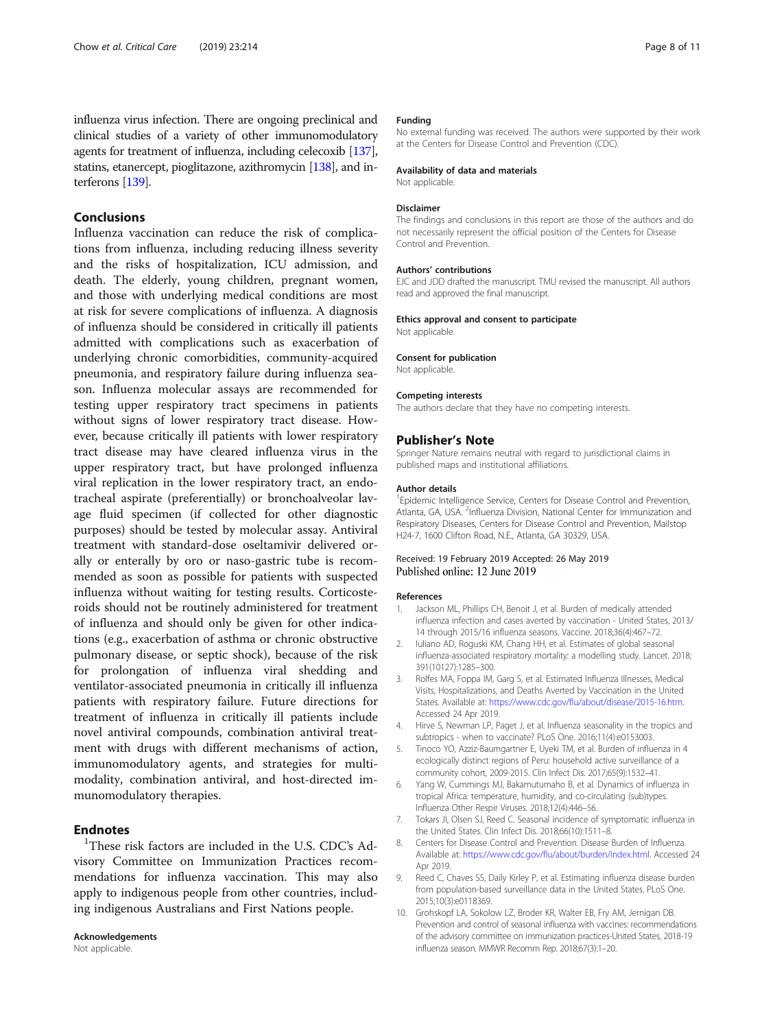influenza virus infection. There are ongoing preclinical and clinical studies of a variety of other immunomodulatory agents for treatment of influenza, including celecoxib [137], statins, etanercept, pioglitazone, azithromycin [138], and interferons [139].

## Conclusions

Influenza vaccination can reduce the risk of complications from influenza, including reducing illness severity and the risks of hospitalization, ICU admission, and death. The elderly, young children, pregnant women, and those with underlying medical conditions are most at risk for severe complications of influenza. A diagnosis of influenza should be considered in critically ill patients admitted with complications such as exacerbation of underlying chronic comorbidities, community-acquired pneumonia, and respiratory failure during influenza season. Influenza molecular assays are recommended for testing upper respiratory tract specimens in patients without signs of lower respiratory tract disease. However, because critically ill patients with lower respiratory tract disease may have cleared influenza virus in the upper respiratory tract, but have prolonged influenza viral replication in the lower respiratory tract, an endotracheal aspirate (preferentially) or bronchoalveolar lavage fluid specimen (if collected for other diagnostic purposes) should be tested by molecular assay. Antiviral treatment with standard-dose oseltamivir delivered orally or enterally by oro or naso-gastric tube is recommended as soon as possible for patients with suspected influenza without waiting for testing results. Corticosteroids should not be routinely administered for treatment of influenza and should only be given for other indications (e.g., exacerbation of asthma or chronic obstructive pulmonary disease, or septic shock), because of the risk for prolongation of influenza viral shedding and ventilator-associated pneumonia in critically ill influenza patients with respiratory failure. Future directions for treatment of influenza in critically ill patients include novel antiviral compounds, combination antiviral treatment with drugs with different mechanisms of action, immunomodulatory agents, and strategies for multimodality, combination antiviral, and host-directed immunomodulatory therapies.

## Endnotes

[1]These risk factors are included in the U.S. CDC's Advisory Committee on Immunization Practices recommendations for influenza vaccination. This may also apply to indigenous people from other countries, including indigenous Australians and First Nations people.

#### Acknowledgements

Not applicable.

#### Funding

No external funding was received. The authors were supported by their work at the Centers for Disease Control and Prevention (CDC).

#### Availability of data and materials

Not applicable.

#### Disclaimer

The findings and conclusions in this report are those of the authors and do not necessarily represent the official position of the Centers for Disease Control and Prevention.

#### Authors' contributions

EJC and JDD drafted the manuscript. TMU revised the manuscript. All authors read and approved the final manuscript.

#### Ethics approval and consent to participate

Not applicable.

#### Consent for publication

Not applicable.

#### Competing interests

The authors declare that they have no competing interests.

## Publisher's Note

Springer Nature remains neutral with regard to jurisdictional claims in published maps and institutional affiliations.

#### Author details

[1]Epidemic Intelligence Service, Centers for Disease Control and Prevention, Atlanta, GA, USA. [2]Influenza Division, National Center for Immunization and Respiratory Diseases, Centers for Disease Control and Prevention, Mailstop H24-7, 1600 Clifton Road, N.E., Atlanta, GA 30329, USA.

Received: 19 February 2019 Accepted: 26 May 2019
Published online: 12 June 2019

#### References

1. Jackson ML, Phillips CH, Benoit J, et al. Burden of medically attended influenza infection and cases averted by vaccination - United States, 2013/14 through 2015/16 influenza seasons. Vaccine. 2018;36(4):467–72.
2. Iuliano AD, Roguski KM, Chang HH, et al. Estimates of global seasonal influenza-associated respiratory mortality: a modelling study. Lancet. 2018; 391(10127):1285–300.
3. Rolfes MA, Foppa IM, Garg S, et al. Estimated Influenza Illnesses, Medical Visits, Hospitalizations, and Deaths Averted by Vaccination in the United States. Available at: https://www.cdc.gov/flu/about/disease/2015-16.htm. Accessed 24 Apr 2019.
4. Hirve S, Newman LP, Paget J, et al. Influenza seasonality in the tropics and subtropics - when to vaccinate? PLoS One. 2016;11(4):e0153003.
5. Tinoco YO, Azziz-Baumgartner E, Uyeki TM, et al. Burden of influenza in 4 ecologically distinct regions of Peru: household active surveillance of a community cohort, 2009-2015. Clin Infect Dis. 2017;65(9):1532–41.
6. Yang W, Cummings MJ, Bakamutumaho B, et al. Dynamics of influenza in tropical Africa: temperature, humidity, and co-circulating (sub)types. Influenza Other Respir Viruses. 2018;12(4):446–56.
7. Tokars JI, Olsen SJ, Reed C. Seasonal incidence of symptomatic influenza in the United States. Clin Infect Dis. 2018;66(10):1511–8.
8. Centers for Disease Control and Prevention. Disease Burden of Influenza. Available at: https://www.cdc.gov/flu/about/burden/index.html. Accessed 24 Apr 2019.
9. Reed C, Chaves SS, Daily Kirley P, et al. Estimating influenza disease burden from population-based surveillance data in the United States. PLoS One. 2015;10(3):e0118369.
10. Grohskopf LA, Sokolow LZ, Broder KR, Walter EB, Fry AM, Jernigan DB. Prevention and control of seasonal influenza with vaccines: recommendations of the advisory committee on immunization practices-United States, 2018-19 influenza season. MMWR Recomm Rep. 2018;67(3):1–20.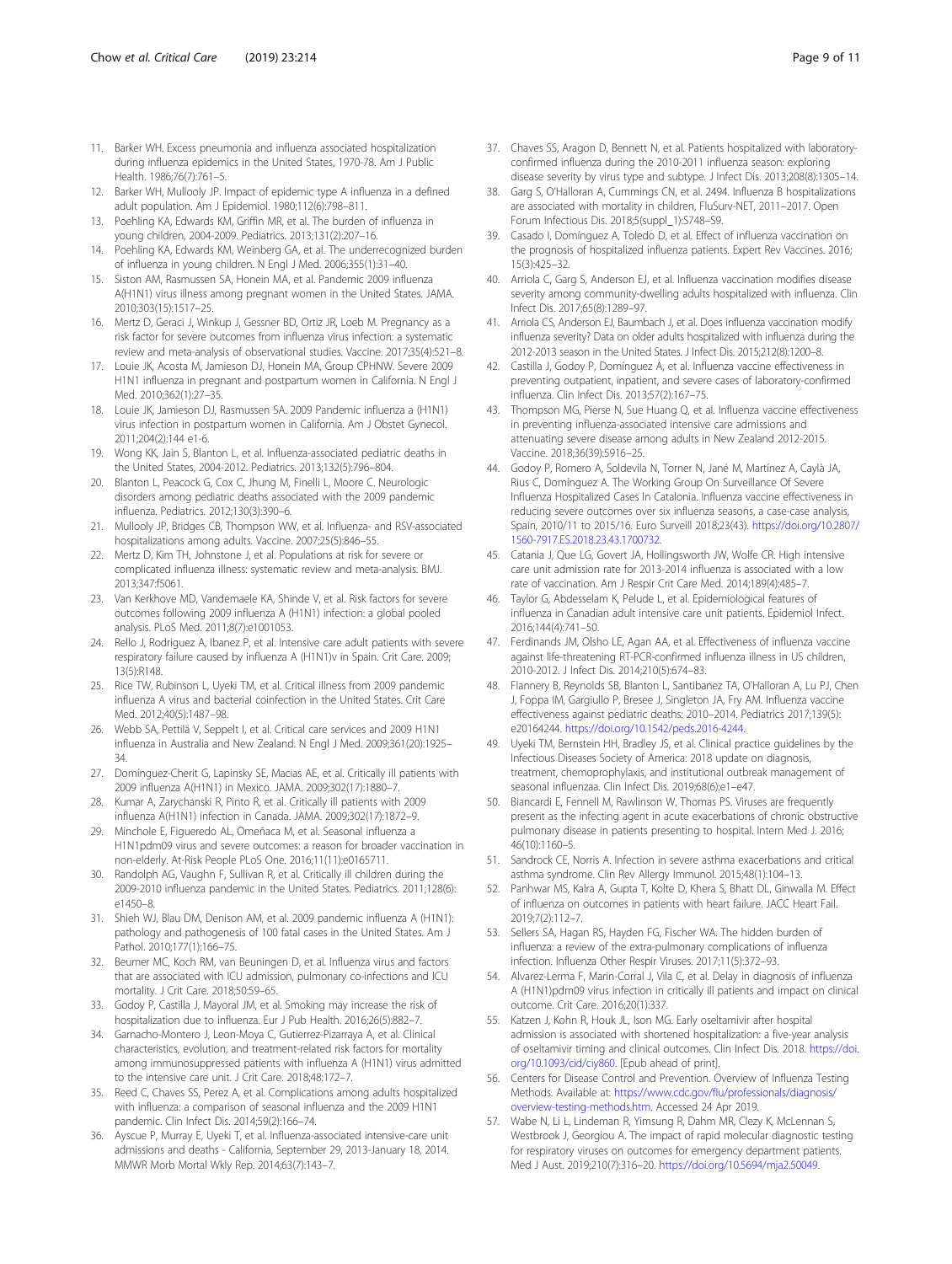11. Barker WH. Excess pneumonia and influenza associated hospitalization during influenza epidemics in the United States, 1970-78. Am J Public Health. 1986;76(7):761–5.
12. Barker WH, Mullooly JP. Impact of epidemic type A influenza in a defined adult population. Am J Epidemiol. 1980;112(6):798–811.
13. Poehling KA, Edwards KM, Griffin MR, et al. The burden of influenza in young children, 2004-2009. Pediatrics. 2013;131(2):207–16.
14. Poehling KA, Edwards KM, Weinberg GA, et al. The underrecognized burden of influenza in young children. N Engl J Med. 2006;355(1):31–40.
15. Siston AM, Rasmussen SA, Honein MA, et al. Pandemic 2009 influenza A(H1N1) virus illness among pregnant women in the United States. JAMA. 2010;303(15):1517–25.
16. Mertz D, Geraci J, Winkup J, Gessner BD, Ortiz JR, Loeb M. Pregnancy as a risk factor for severe outcomes from influenza virus infection: a systematic review and meta-analysis of observational studies. Vaccine. 2017;35(4):521–8.
17. Louie JK, Acosta M, Jamieson DJ, Honein MA, Group CPHNW. Severe 2009 H1N1 influenza in pregnant and postpartum women in California. N Engl J Med. 2010;362(1):27–35.
18. Louie JK, Jamieson DJ, Rasmussen SA. 2009 Pandemic influenza a (H1N1) virus infection in postpartum women in California. Am J Obstet Gynecol. 2011;204(2):144 e1-6.
19. Wong KK, Jain S, Blanton L, et al. Influenza-associated pediatric deaths in the United States, 2004-2012. Pediatrics. 2013;132(5):796–804.
20. Blanton L, Peacock G, Cox C, Jhung M, Finelli L, Moore C. Neurologic disorders among pediatric deaths associated with the 2009 pandemic influenza. Pediatrics. 2012;130(3):390–6.
21. Mullooly JP, Bridges CB, Thompson WW, et al. Influenza- and RSV-associated hospitalizations among adults. Vaccine. 2007;25(5):846–55.
22. Mertz D, Kim TH, Johnstone J, et al. Populations at risk for severe or complicated influenza illness: systematic review and meta-analysis. BMJ. 2013;347:f5061.
23. Van Kerkhove MD, Vandemaele KA, Shinde V, et al. Risk factors for severe outcomes following 2009 influenza A (H1N1) infection: a global pooled analysis. PLoS Med. 2011;8(7):e1001053.
24. Rello J, Rodriguez A, Ibanez P, et al. Intensive care adult patients with severe respiratory failure caused by influenza A (H1N1)v in Spain. Crit Care. 2009; 13(5):R148.
25. Rice TW, Rubinson L, Uyeki TM, et al. Critical illness from 2009 pandemic influenza A virus and bacterial coinfection in the United States. Crit Care Med. 2012;40(5):1487–98.
26. Webb SA, Pettilä V, Seppelt I, et al. Critical care services and 2009 H1N1 influenza in Australia and New Zealand. N Engl J Med. 2009;361(20):1925–34.
27. Domínguez-Cherit G, Lapinsky SE, Macias AE, et al. Critically ill patients with 2009 influenza A(H1N1) in Mexico. JAMA. 2009;302(17):1880–7.
28. Kumar A, Zarychanski R, Pinto R, et al. Critically ill patients with 2009 influenza A(H1N1) infection in Canada. JAMA. 2009;302(17):1872–9.
29. Minchole E, Figueredo AL, Omeñaca M, et al. Seasonal influenza a H1N1pdm09 virus and severe outcomes: a reason for broader vaccination in non-elderly. At-Risk People PLoS One. 2016;11(11):e0165711.
30. Randolph AG, Vaughn F, Sullivan R, et al. Critically ill children during the 2009-2010 influenza pandemic in the United States. Pediatrics. 2011;128(6): e1450–8.
31. Shieh WJ, Blau DM, Denison AM, et al. 2009 pandemic influenza A (H1N1): pathology and pathogenesis of 100 fatal cases in the United States. Am J Pathol. 2010;177(1):166–75.
32. Beumer MC, Koch RM, van Beuningen D, et al. Influenza virus and factors that are associated with ICU admission, pulmonary co-infections and ICU mortality. J Crit Care. 2018;50:59–65.
33. Godoy P, Castilla J, Mayoral JM, et al. Smoking may increase the risk of hospitalization due to influenza. Eur J Pub Health. 2016;26(5):882–7.
34. Garnacho-Montero J, Leon-Moya C, Gutierrez-Pizarraya A, et al. Clinical characteristics, evolution, and treatment-related risk factors for mortality among immunosuppressed patients with influenza A (H1N1) virus admitted to the intensive care unit. J Crit Care. 2018;48:172–7.
35. Reed C, Chaves SS, Perez A, et al. Complications among adults hospitalized with influenza: a comparison of seasonal influenza and the 2009 H1N1 pandemic. Clin Infect Dis. 2014;59(2):166–74.
36. Ayscue P, Murray E, Uyeki T, et al. Influenza-associated intensive-care unit admissions and deaths - California, September 29, 2013-January 18, 2014. MMWR Morb Mortal Wkly Rep. 2014;63(7):143–7.
37. Chaves SS, Aragon D, Bennett N, et al. Patients hospitalized with laboratory-confirmed influenza during the 2010-2011 influenza season: exploring disease severity by virus type and subtype. J Infect Dis. 2013;208(8):1305–14.
38. Garg S, O'Halloran A, Cummings CN, et al. 2494. Influenza B hospitalizations are associated with mortality in children, FluSurv-NET, 2011–2017. Open Forum Infectious Dis. 2018;5(suppl_1):S748–S9.
39. Casado I, Domínguez A, Toledo D, et al. Effect of influenza vaccination on the prognosis of hospitalized influenza patients. Expert Rev Vaccines. 2016; 15(3):425–32.
40. Arriola C, Garg S, Anderson EJ, et al. Influenza vaccination modifies disease severity among community-dwelling adults hospitalized with influenza. Clin Infect Dis. 2017;65(8):1289–97.
41. Arriola CS, Anderson EJ, Baumbach J, et al. Does influenza vaccination modify influenza severity? Data on older adults hospitalized with influenza during the 2012-2013 season in the United States. J Infect Dis. 2015;212(8):1200–8.
42. Castilla J, Godoy P, Domínguez A, et al. Influenza vaccine effectiveness in preventing outpatient, inpatient, and severe cases of laboratory-confirmed influenza. Clin Infect Dis. 2013;57(2):167–75.
43. Thompson MG, Pierse N, Sue Huang Q, et al. Influenza vaccine effectiveness in preventing influenza-associated intensive care admissions and attenuating severe disease among adults in New Zealand 2012-2015. Vaccine. 2018;36(39):5916–25.
44. Godoy P, Romero A, Soldevila N, Torner N, Jané M, Martínez A, Caylà JA, Rius C, Domínguez A. The Working Group On Surveillance Of Severe Influenza Hospitalized Cases In Catalonia. Influenza vaccine effectiveness in reducing severe outcomes over six influenza seasons, a case-case analysis, Spain, 2010/11 to 2015/16. Euro Surveill 2018;23(43). https://doi.org/10.2807/1560-7917.ES.2018.23.43.1700732.
45. Catania J, Que LG, Govert JA, Hollingsworth JW, Wolfe CR. High intensive care unit admission rate for 2013-2014 influenza is associated with a low rate of vaccination. Am J Respir Crit Care Med. 2014;189(4):485–7.
46. Taylor G, Abdesselam K, Pelude L, et al. Epidemiological features of influenza in Canadian adult intensive care unit patients. Epidemiol Infect. 2016;144(4):741–50.
47. Ferdinands JM, Olsho LE, Agan AA, et al. Effectiveness of influenza vaccine against life-threatening RT-PCR-confirmed influenza illness in US children, 2010-2012. J Infect Dis. 2014;210(5):674–83.
48. Flannery B, Reynolds SB, Blanton L, Santibanez TA, O'Halloran A, Lu PJ, Chen J, Foppa IM, Gargiullo P, Bresee J, Singleton JA, Fry AM. Influenza vaccine effectiveness against pediatric deaths: 2010–2014. Pediatrics 2017;139(5): e20164244. https://doi.org/10.1542/peds.2016-4244.
49. Uyeki TM, Bernstein HH, Bradley JS, et al. Clinical practice guidelines by the Infectious Diseases Society of America: 2018 update on diagnosis, treatment, chemoprophylaxis, and institutional outbreak management of seasonal influenzaa. Clin Infect Dis. 2019;68(6):e1–e47.
50. Biancardi E, Fennell M, Rawlinson W, Thomas PS. Viruses are frequently present as the infecting agent in acute exacerbations of chronic obstructive pulmonary disease in patients presenting to hospital. Intern Med J. 2016; 46(10):1160–5.
51. Sandrock CE, Norris A. Infection in severe asthma exacerbations and critical asthma syndrome. Clin Rev Allergy Immunol. 2015;48(1):104–13.
52. Panhwar MS, Kalra A, Gupta T, Kolte D, Khera S, Bhatt DL, Ginwalla M. Effect of influenza on outcomes in patients with heart failure. JACC Heart Fail. 2019;7(2):112–7.
53. Sellers SA, Hagan RS, Hayden FG, Fischer WA. The hidden burden of influenza: a review of the extra-pulmonary complications of influenza infection. Influenza Other Respir Viruses. 2017;11(5):372–93.
54. Alvarez-Lerma F, Marin-Corral J, Vila C, et al. Delay in diagnosis of influenza A (H1N1)pdm09 virus infection in critically ill patients and impact on clinical outcome. Crit Care. 2016;20(1):337.
55. Katzen J, Kohn R, Houk JL, Ison MG. Early oseltamivir after hospital admission is associated with shortened hospitalization: a five-year analysis of oseltamivir timing and clinical outcomes. Clin Infect Dis. 2018. https://doi.org/10.1093/cid/ciy860. [Epub ahead of print].
56. Centers for Disease Control and Prevention. Overview of Influenza Testing Methods. Available at: https://www.cdc.gov/flu/professionals/diagnosis/overview-testing-methods.htm. Accessed 24 Apr 2019.
57. Wabe N, Li L, Lindeman R, Yimsung R, Dahm MR, Clezy K, McLennan S, Westbrook J, Georgiou A. The impact of rapid molecular diagnostic testing for respiratory viruses on outcomes for emergency department patients. Med J Aust. 2019;210(7):316–20. https://doi.org/10.5694/mja2.50049.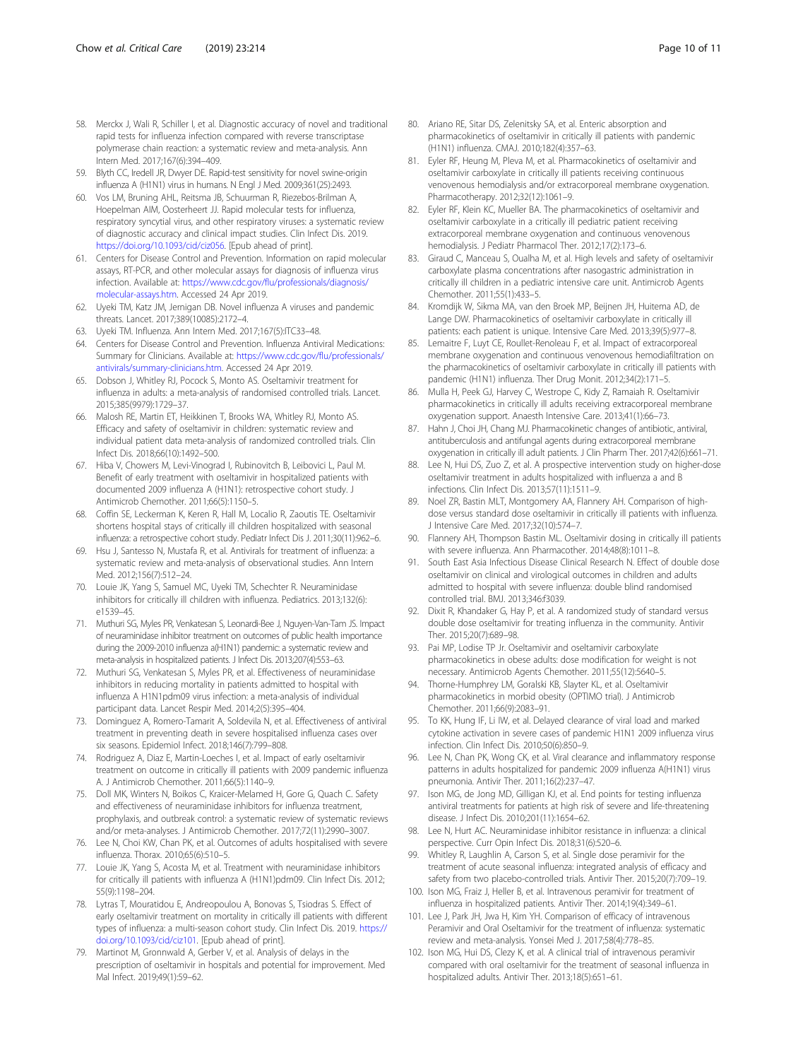58. Merckx J, Wali R, Schiller I, et al. Diagnostic accuracy of novel and traditional rapid tests for influenza infection compared with reverse transcriptase polymerase chain reaction: a systematic review and meta-analysis. Ann Intern Med. 2017;167(6):394–409.
59. Blyth CC, Iredell JR, Dwyer DE. Rapid-test sensitivity for novel swine-origin influenza A (H1N1) virus in humans. N Engl J Med. 2009;361(25):2493.
60. Vos LM, Bruning AHL, Reitsma JB, Schuurman R, Riezebos-Brilman A, Hoepelman AIM, Oosterheert JJ. Rapid molecular tests for influenza, respiratory syncytial virus, and other respiratory viruses: a systematic review of diagnostic accuracy and clinical impact studies. Clin Infect Dis. 2019. https://doi.org/10.1093/cid/ciz056. [Epub ahead of print].
61. Centers for Disease Control and Prevention. Information on rapid molecular assays, RT-PCR, and other molecular assays for diagnosis of influenza virus infection. Available at: https://www.cdc.gov/flu/professionals/diagnosis/molecular-assays.htm. Accessed 24 Apr 2019.
62. Uyeki TM, Katz JM, Jernigan DB. Novel influenza A viruses and pandemic threats. Lancet. 2017;389(10085):2172–4.
63. Uyeki TM. Influenza. Ann Intern Med. 2017;167(5):ITC33–48.
64. Centers for Disease Control and Prevention. Influenza Antiviral Medications: Summary for Clinicians. Available at: https://www.cdc.gov/flu/professionals/antivirals/summary-clinicians.htm. Accessed 24 Apr 2019.
65. Dobson J, Whitley RJ, Pocock S, Monto AS. Oseltamivir treatment for influenza in adults: a meta-analysis of randomised controlled trials. Lancet. 2015;385(9979):1729–37.
66. Malosh RE, Martin ET, Heikkinen T, Brooks WA, Whitley RJ, Monto AS. Efficacy and safety of oseltamivir in children: systematic review and individual patient data meta-analysis of randomized controlled trials. Clin Infect Dis. 2018;66(10):1492–500.
67. Hiba V, Chowers M, Levi-Vinograd I, Rubinovitch B, Leibovici L, Paul M. Benefit of early treatment with oseltamivir in hospitalized patients with documented 2009 influenza A (H1N1): retrospective cohort study. J Antimicrob Chemother. 2011;66(5):1150–5.
68. Coffin SE, Leckerman K, Keren R, Hall M, Localio R, Zaoutis TE. Oseltamivir shortens hospital stays of critically ill children hospitalized with seasonal influenza: a retrospective cohort study. Pediatr Infect Dis J. 2011;30(11):962–6.
69. Hsu J, Santesso N, Mustafa R, et al. Antivirals for treatment of influenza: a systematic review and meta-analysis of observational studies. Ann Intern Med. 2012;156(7):512–24.
70. Louie JK, Yang S, Samuel MC, Uyeki TM, Schechter R. Neuraminidase inhibitors for critically ill children with influenza. Pediatrics. 2013;132(6):e1539–45.
71. Muthuri SG, Myles PR, Venkatesan S, Leonardi-Bee J, Nguyen-Van-Tam JS. Impact of neuraminidase inhibitor treatment on outcomes of public health importance during the 2009-2010 influenza a(H1N1) pandemic: a systematic review and meta-analysis in hospitalized patients. J Infect Dis. 2013;207(4):553–63.
72. Muthuri SG, Venkatesan S, Myles PR, et al. Effectiveness of neuraminidase inhibitors in reducing mortality in patients admitted to hospital with influenza A H1N1pdm09 virus infection: a meta-analysis of individual participant data. Lancet Respir Med. 2014;2(5):395–404.
73. Dominguez A, Romero-Tamarit A, Soldevila N, et al. Effectiveness of antiviral treatment in preventing death in severe hospitalised influenza cases over six seasons. Epidemiol Infect. 2018;146(7):799–808.
74. Rodriguez A, Diaz E, Martin-Loeches I, et al. Impact of early oseltamivir treatment on outcome in critically ill patients with 2009 pandemic influenza A. J Antimicrob Chemother. 2011;66(5):1140–9.
75. Doll MK, Winters N, Boikos C, Kraicer-Melamed H, Gore G, Quach C. Safety and effectiveness of neuraminidase inhibitors for influenza treatment, prophylaxis, and outbreak control: a systematic review of systematic reviews and/or meta-analyses. J Antimicrob Chemother. 2017;72(11):2990–3007.
76. Lee N, Choi KW, Chan PK, et al. Outcomes of adults hospitalised with severe influenza. Thorax. 2010;65(6):510–5.
77. Louie JK, Yang S, Acosta M, et al. Treatment with neuraminidase inhibitors for critically ill patients with influenza A (H1N1)pdm09. Clin Infect Dis. 2012;55(9):1198–204.
78. Lytras T, Mouratidou E, Andreopoulou A, Bonovas S, Tsiodras S. Effect of early oseltamivir treatment on mortality in critically ill patients with different types of influenza: a multi-season cohort study. Clin Infect Dis. 2019. https://doi.org/10.1093/cid/ciz101. [Epub ahead of print].
79. Martinot M, Gronnwald A, Gerber V, et al. Analysis of delays in the prescription of oseltamivir in hospitals and potential for improvement. Med Mal Infect. 2019;49(1):59–62.
80. Ariano RE, Sitar DS, Zelenitsky SA, et al. Enteric absorption and pharmacokinetics of oseltamivir in critically ill patients with pandemic (H1N1) influenza. CMAJ. 2010;182(4):357–63.
81. Eyler RF, Heung M, Pleva M, et al. Pharmacokinetics of oseltamivir and oseltamivir carboxylate in critically ill patients receiving continuous venovenous hemodialysis and/or extracorporeal membrane oxygenation. Pharmacotherapy. 2012;32(12):1061–9.
82. Eyler RF, Klein KC, Mueller BA. The pharmacokinetics of oseltamivir and oseltamivir carboxylate in a critically ill pediatric patient receiving extracorporeal membrane oxygenation and continuous venovenous hemodialysis. J Pediatr Pharmacol Ther. 2012;17(2):173–6.
83. Giraud C, Manceau S, Oualha M, et al. High levels and safety of oseltamivir carboxylate plasma concentrations after nasogastric administration in critically ill children in a pediatric intensive care unit. Antimicrob Agents Chemother. 2011;55(1):433–5.
84. Kromdijk W, Sikma MA, van den Broek MP, Beijnen JH, Huitema AD, de Lange DW. Pharmacokinetics of oseltamivir carboxylate in critically ill patients: each patient is unique. Intensive Care Med. 2013;39(5):977–8.
85. Lemaitre F, Luyt CE, Roullet-Renoleau F, et al. Impact of extracorporeal membrane oxygenation and continuous venovenous hemodiafiltration on the pharmacokinetics of oseltamivir carboxylate in critically ill patients with pandemic (H1N1) influenza. Ther Drug Monit. 2012;34(2):171–5.
86. Mulla H, Peek GJ, Harvey C, Westrope C, Kidy Z, Ramaiah R. Oseltamivir pharmacokinetics in critically ill adults receiving extracorporeal membrane oxygenation support. Anaesth Intensive Care. 2013;41(1):66–73.
87. Hahn J, Choi JH, Chang MJ. Pharmacokinetic changes of antibiotic, antiviral, antituberculosis and antifungal agents during extracorporeal membrane oxygenation in critically ill adult patients. J Clin Pharm Ther. 2017;42(6):661–71.
88. Lee N, Hui DS, Zuo Z, et al. A prospective intervention study on higher-dose oseltamivir treatment in adults hospitalized with influenza a and B infections. Clin Infect Dis. 2013;57(11):1511–9.
89. Noel ZR, Bastin MLT, Montgomery AA, Flannery AH. Comparison of high-dose versus standard dose oseltamivir in critically ill patients with influenza. J Intensive Care Med. 2017;32(10):574–7.
90. Flannery AH, Thompson Bastin ML. Oseltamivir dosing in critically ill patients with severe influenza. Ann Pharmacother. 2014;48(8):1011–8.
91. South East Asia Infectious Disease Clinical Research N. Effect of double dose oseltamivir on clinical and virological outcomes in children and adults admitted to hospital with severe influenza: double blind randomised controlled trial. BMJ. 2013;346:f3039.
92. Dixit R, Khandaker G, Hay P, et al. A randomized study of standard versus double dose oseltamivir for treating influenza in the community. Antivir Ther. 2015;20(7):689–98.
93. Pai MP, Lodise TP Jr. Oseltamivir and oseltamivir carboxylate pharmacokinetics in obese adults: dose modification for weight is not necessary. Antimicrob Agents Chemother. 2011;55(12):5640–5.
94. Thorne-Humphrey LM, Goralski KB, Slayter KL, et al. Oseltamivir pharmacokinetics in morbid obesity (OPTIMO trial). J Antimicrob Chemother. 2011;66(9):2083–91.
95. To KK, Hung IF, Li IW, et al. Delayed clearance of viral load and marked cytokine activation in severe cases of pandemic H1N1 2009 influenza virus infection. Clin Infect Dis. 2010;50(6):850–9.
96. Lee N, Chan PK, Wong CK, et al. Viral clearance and inflammatory response patterns in adults hospitalized for pandemic 2009 influenza A(H1N1) virus pneumonia. Antivir Ther. 2011;16(2):237–47.
97. Ison MG, de Jong MD, Gilligan KJ, et al. End points for testing influenza antiviral treatments for patients at high risk of severe and life-threatening disease. J Infect Dis. 2010;201(11):1654–62.
98. Lee N, Hurt AC. Neuraminidase inhibitor resistance in influenza: a clinical perspective. Curr Opin Infect Dis. 2018;31(6):520–6.
99. Whitley R, Laughlin A, Carson S, et al. Single dose peramivir for the treatment of acute seasonal influenza: integrated analysis of efficacy and safety from two placebo-controlled trials. Antivir Ther. 2015;20(7):709–19.
100. Ison MG, Fraiz J, Heller B, et al. Intravenous peramivir for treatment of influenza in hospitalized patients. Antivir Ther. 2014;19(4):349–61.
101. Lee J, Park JH, Jwa H, Kim YH. Comparison of efficacy of intravenous Peramivir and Oral Oseltamivir for the treatment of influenza: systematic review and meta-analysis. Yonsei Med J. 2017;58(4):778–85.
102. Ison MG, Hui DS, Clezy K, et al. A clinical trial of intravenous peramivir compared with oral oseltamivir for the treatment of seasonal influenza in hospitalized adults. Antivir Ther. 2013;18(5):651–61.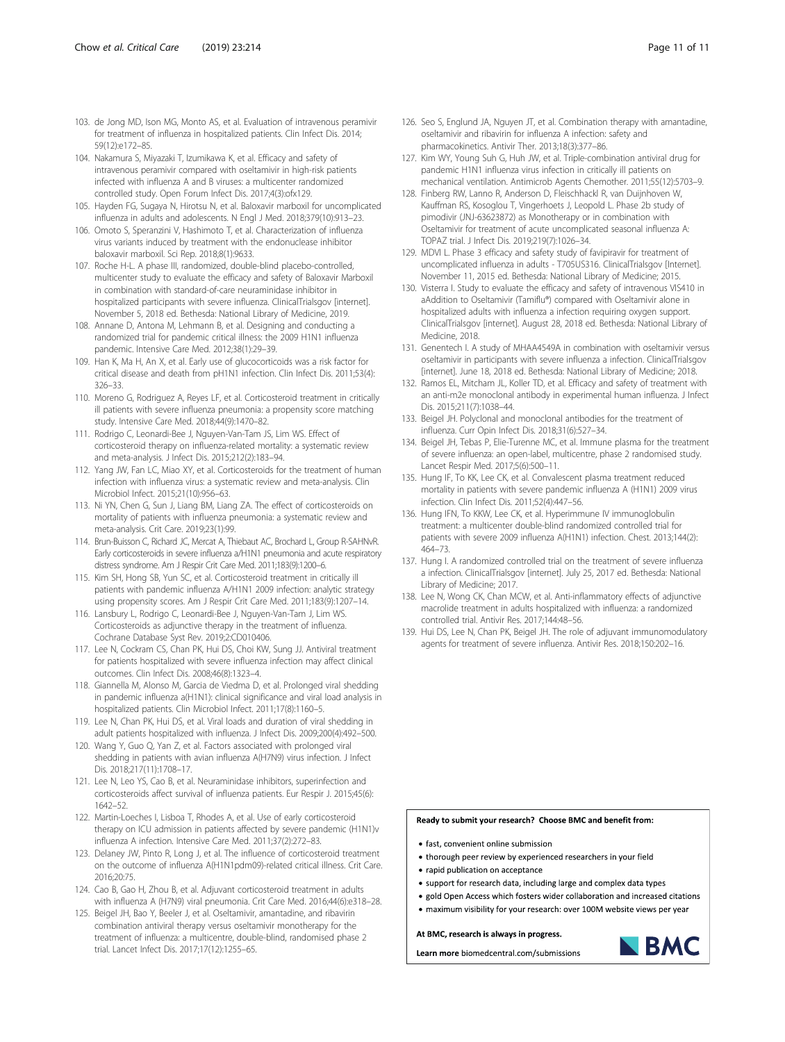103. de Jong MD, Ison MG, Monto AS, et al. Evaluation of intravenous peramivir for treatment of influenza in hospitalized patients. Clin Infect Dis. 2014; 59(12):e172–85.
104. Nakamura S, Miyazaki T, Izumikawa K, et al. Efficacy and safety of intravenous peramivir compared with oseltamivir in high-risk patients infected with influenza A and B viruses: a multicenter randomized controlled study. Open Forum Infect Dis. 2017;4(3):ofx129.
105. Hayden FG, Sugaya N, Hirotsu N, et al. Baloxavir marboxil for uncomplicated influenza in adults and adolescents. N Engl J Med. 2018;379(10):913–23.
106. Omoto S, Speranzini V, Hashimoto T, et al. Characterization of influenza virus variants induced by treatment with the endonuclease inhibitor baloxavir marboxil. Sci Rep. 2018;8(1):9633.
107. Roche H-L. A phase III, randomized, double-blind placebo-controlled, multicenter study to evaluate the efficacy and safety of Baloxavir Marboxil in combination with standard-of-care neuraminidase inhibitor in hospitalized participants with severe influenza. ClinicalTrialsgov [internet]. November 5, 2018 ed. Bethesda: National Library of Medicine, 2019.
108. Annane D, Antona M, Lehmann B, et al. Designing and conducting a randomized trial for pandemic critical illness: the 2009 H1N1 influenza pandemic. Intensive Care Med. 2012;38(1):29–39.
109. Han K, Ma H, An X, et al. Early use of glucocorticoids was a risk factor for critical disease and death from pH1N1 infection. Clin Infect Dis. 2011;53(4): 326–33.
110. Moreno G, Rodriguez A, Reyes LF, et al. Corticosteroid treatment in critically ill patients with severe influenza pneumonia: a propensity score matching study. Intensive Care Med. 2018;44(9):1470–82.
111. Rodrigo C, Leonardi-Bee J, Nguyen-Van-Tam JS, Lim WS. Effect of corticosteroid therapy on influenza-related mortality: a systematic review and meta-analysis. J Infect Dis. 2015;212(2):183–94.
112. Yang JW, Fan LC, Miao XY, et al. Corticosteroids for the treatment of human infection with influenza virus: a systematic review and meta-analysis. Clin Microbiol Infect. 2015;21(10):956–63.
113. Ni YN, Chen G, Sun J, Liang BM, Liang ZA. The effect of corticosteroids on mortality of patients with influenza pneumonia: a systematic review and meta-analysis. Crit Care. 2019;23(1):99.
114. Brun-Buisson C, Richard JC, Mercat A, Thiebaut AC, Brochard L, Group R-SAHNvR. Early corticosteroids in severe influenza a/H1N1 pneumonia and acute respiratory distress syndrome. Am J Respir Crit Care Med. 2011;183(9):1200–6.
115. Kim SH, Hong SB, Yun SC, et al. Corticosteroid treatment in critically ill patients with pandemic influenza A/H1N1 2009 infection: analytic strategy using propensity scores. Am J Respir Crit Care Med. 2011;183(9):1207–14.
116. Lansbury L, Rodrigo C, Leonardi-Bee J, Nguyen-Van-Tam J, Lim WS. Corticosteroids as adjunctive therapy in the treatment of influenza. Cochrane Database Syst Rev. 2019;2:CD010406.
117. Lee N, Cockram CS, Chan PK, Hui DS, Choi KW, Sung JJ. Antiviral treatment for patients hospitalized with severe influenza infection may affect clinical outcomes. Clin Infect Dis. 2008;46(8):1323–4.
118. Giannella M, Alonso M, Garcia de Viedma D, et al. Prolonged viral shedding in pandemic influenza a(H1N1): clinical significance and viral load analysis in hospitalized patients. Clin Microbiol Infect. 2011;17(8):1160–5.
119. Lee N, Chan PK, Hui DS, et al. Viral loads and duration of viral shedding in adult patients hospitalized with influenza. J Infect Dis. 2009;200(4):492–500.
120. Wang Y, Guo Q, Yan Z, et al. Factors associated with prolonged viral shedding in patients with avian influenza A(H7N9) virus infection. J Infect Dis. 2018;217(11):1708–17.
121. Lee N, Leo YS, Cao B, et al. Neuraminidase inhibitors, superinfection and corticosteroids affect survival of influenza patients. Eur Respir J. 2015;45(6): 1642–52.
122. Martin-Loeches I, Lisboa T, Rhodes A, et al. Use of early corticosteroid therapy on ICU admission in patients affected by severe pandemic (H1N1)v influenza A infection. Intensive Care Med. 2011;37(2):272–83.
123. Delaney JW, Pinto R, Long J, et al. The influence of corticosteroid treatment on the outcome of influenza A(H1N1pdm09)-related critical illness. Crit Care. 2016;20:75.
124. Cao B, Gao H, Zhou B, et al. Adjuvant corticosteroid treatment in adults with influenza A (H7N9) viral pneumonia. Crit Care Med. 2016;44(6):e318–28.
125. Beigel JH, Bao Y, Beeler J, et al. Oseltamivir, amantadine, and ribavirin combination antiviral therapy versus oseltamivir monotherapy for the treatment of influenza: a multicentre, double-blind, randomised phase 2 trial. Lancet Infect Dis. 2017;17(12):1255–65.
126. Seo S, Englund JA, Nguyen JT, et al. Combination therapy with amantadine, oseltamivir and ribavirin for influenza A infection: safety and pharmacokinetics. Antivir Ther. 2013;18(3):377–86.
127. Kim WY, Young Suh G, Huh JW, et al. Triple-combination antiviral drug for pandemic H1N1 influenza virus infection in critically ill patients on mechanical ventilation. Antimicrob Agents Chemother. 2011;55(12):5703–9.
128. Finberg RW, Lanno R, Anderson D, Fleischhackl R, van Duijnhoven W, Kauffman RS, Kosoglou T, Vingerhoets J, Leopold L. Phase 2b study of pimodivir (JNJ-63623872) as Monotherapy or in combination with Oseltamivir for treatment of acute uncomplicated seasonal influenza A: TOPAZ trial. J Infect Dis. 2019;219(7):1026–34.
129. MDVI L. Phase 3 efficacy and safety study of favipiravir for treatment of uncomplicated influenza in adults - T705US316. ClinicalTrialsgov [Internet]. November 11, 2015 ed. Bethesda: National Library of Medicine; 2015.
130. Visterra I. Study to evaluate the efficacy and safety of intravenous VIS410 in aAddition to Oseltamivir (Tamiflu®) compared with Oseltamivir alone in hospitalized adults with influenza a infection requiring oxygen support. ClinicalTrialsgov [internet]. August 28, 2018 ed. Bethesda: National Library of Medicine, 2018.
131. Genentech I. A study of MHAA4549A in combination with oseltamivir versus oseltamivir in participants with severe influenza a infection. ClinicalTrialsgov [internet]. June 18, 2018 ed. Bethesda: National Library of Medicine; 2018.
132. Ramos EL, Mitcham JL, Koller TD, et al. Efficacy and safety of treatment with an anti-m2e monoclonal antibody in experimental human influenza. J Infect Dis. 2015;211(7):1038–44.
133. Beigel JH. Polyclonal and monoclonal antibodies for the treatment of influenza. Curr Opin Infect Dis. 2018;31(6):527–34.
134. Beigel JH, Tebas P, Elie-Turenne MC, et al. Immune plasma for the treatment of severe influenza: an open-label, multicentre, phase 2 randomised study. Lancet Respir Med. 2017;5(6):500–11.
135. Hung IF, To KK, Lee CK, et al. Convalescent plasma treatment reduced mortality in patients with severe pandemic influenza A (H1N1) 2009 virus infection. Clin Infect Dis. 2011;52(4):447–56.
136. Hung IFN, To KKW, Lee CK, et al. Hyperimmune IV immunoglobulin treatment: a multicenter double-blind randomized controlled trial for patients with severe 2009 influenza A(H1N1) infection. Chest. 2013;144(2): 464–73.
137. Hung I. A randomized controlled trial on the treatment of severe influenza a infection. ClinicalTrialsgov [internet]. July 25, 2017 ed. Bethesda: National Library of Medicine; 2017.
138. Lee N, Wong CK, Chan MCW, et al. Anti-inflammatory effects of adjunctive macrolide treatment in adults hospitalized with influenza: a randomized controlled trial. Antivir Res. 2017;144:48–56.
139. Hui DS, Lee N, Chan PK, Beigel JH. The role of adjuvant immunomodulatory agents for treatment of severe influenza. Antivir Res. 2018;150:202–16.

**Ready to submit your research? Choose BMC and benefit from:**

- fast, convenient online submission
- thorough peer review by experienced researchers in your field
- rapid publication on acceptance
- support for research data, including large and complex data types
- gold Open Access which fosters wider collaboration and increased citations
- maximum visibility for your research: over 100M website views per year

**At BMC, research is always in progress.**

**Learn more** biomedcentral.com/submissions

BMC